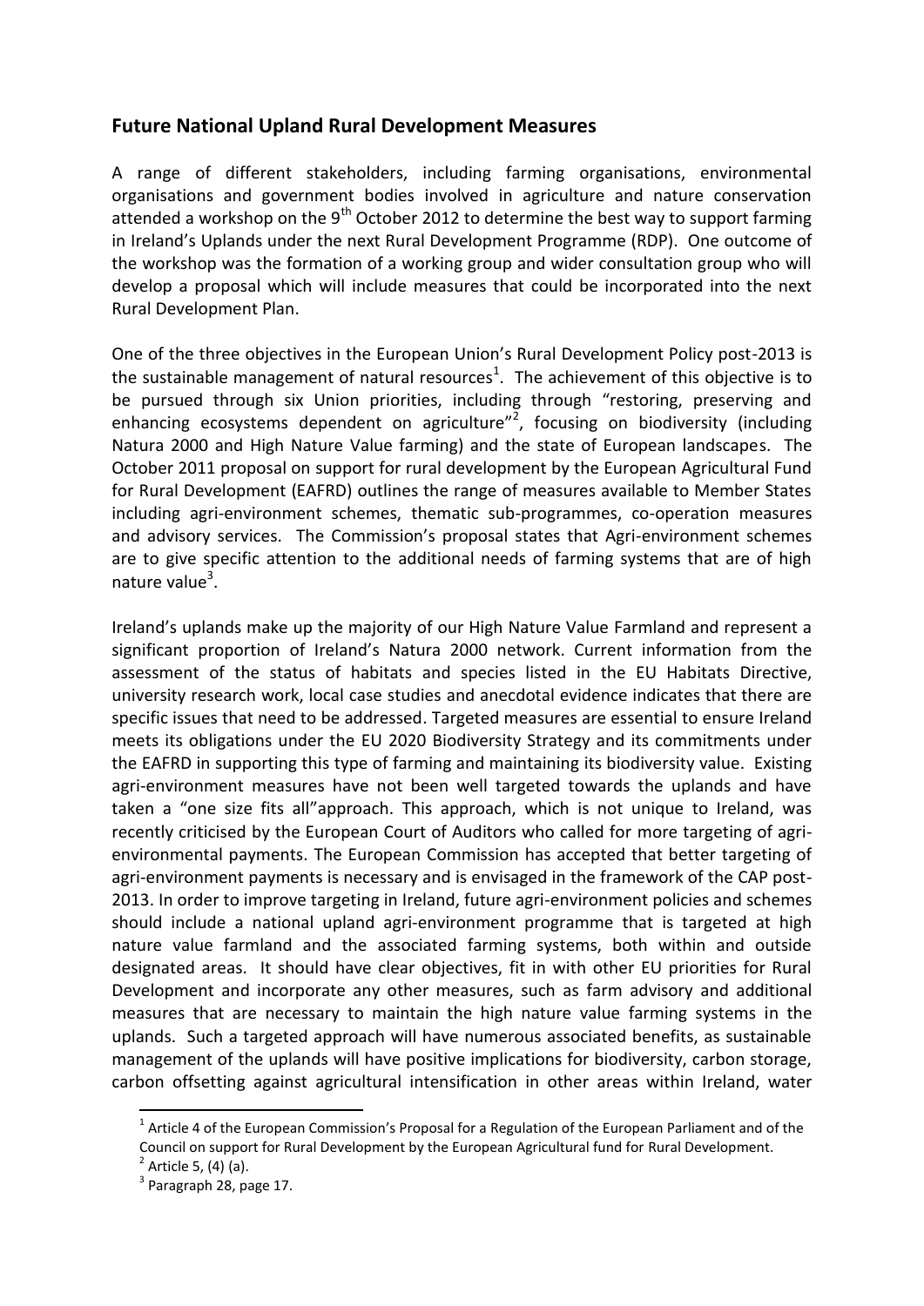## Future National Upland Rural Development Measures

A range of different stakeholders, including farming organisations, environmental organisations and government bodies involved in agriculture and nature conservation attended a workshop on the 9th October 2012 to determine the best way to support farming in Ireland's Uplands under the next Rural Development Programme (RDP). One outcome of the workshop was the formation of a working group and wider consultation group who will develop a proposal which will include measures that could be incorporated into the next Rural Development Plan.

One of the three objectives in the European Union's Rural Development Policy post-2013 is the sustainable management of natural resources[1]. The achievement of this objective is to be pursued through six Union priorities, including through "restoring, preserving and enhancing ecosystems dependent on agriculture"[2], focusing on biodiversity (including Natura 2000 and High Nature Value farming) and the state of European landscapes. The October 2011 proposal on support for rural development by the European Agricultural Fund for Rural Development (EAFRD) outlines the range of measures available to Member States including agri-environment schemes, thematic sub-programmes, co-operation measures and advisory services. The Commission's proposal states that Agri-environment schemes are to give specific attention to the additional needs of farming systems that are of high nature value[3].

Ireland's uplands make up the majority of our High Nature Value Farmland and represent a significant proportion of Ireland's Natura 2000 network. Current information from the assessment of the status of habitats and species listed in the EU Habitats Directive, university research work, local case studies and anecdotal evidence indicates that there are specific issues that need to be addressed. Targeted measures are essential to ensure Ireland meets its obligations under the EU 2020 Biodiversity Strategy and its commitments under the EAFRD in supporting this type of farming and maintaining its biodiversity value. Existing agri-environment measures have not been well targeted towards the uplands and have taken a "one size fits all"approach. This approach, which is not unique to Ireland, was recently criticised by the European Court of Auditors who called for more targeting of agri-environmental payments. The European Commission has accepted that better targeting of agri-environment payments is necessary and is envisaged in the framework of the CAP post-2013. In order to improve targeting in Ireland, future agri-environment policies and schemes should include a national upland agri-environment programme that is targeted at high nature value farmland and the associated farming systems, both within and outside designated areas. It should have clear objectives, fit in with other EU priorities for Rural Development and incorporate any other measures, such as farm advisory and additional measures that are necessary to maintain the high nature value farming systems in the uplands. Such a targeted approach will have numerous associated benefits, as sustainable management of the uplands will have positive implications for biodiversity, carbon storage, carbon offsetting against agricultural intensification in other areas within Ireland, water

---

[1] Article 4 of the European Commission's Proposal for a Regulation of the European Parliament and of the Council on support for Rural Development by the European Agricultural fund for Rural Development.

[2] Article 5, (4) (a).

[3] Paragraph 28, page 17.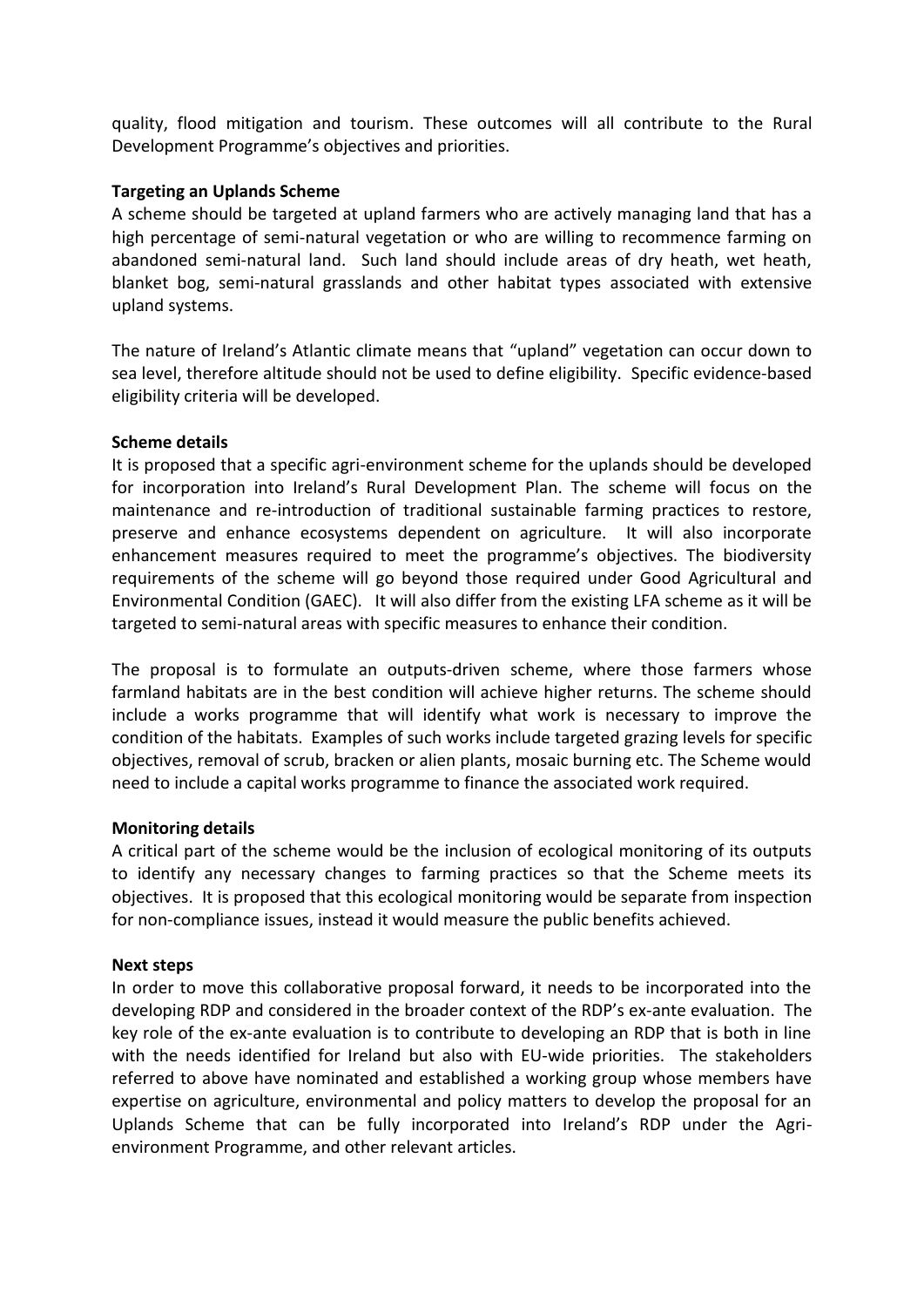quality, flood mitigation and tourism. These outcomes will all contribute to the Rural Development Programme's objectives and priorities.

**Targeting an Uplands Scheme**

A scheme should be targeted at upland farmers who are actively managing land that has a high percentage of semi-natural vegetation or who are willing to recommence farming on abandoned semi-natural land. Such land should include areas of dry heath, wet heath, blanket bog, semi-natural grasslands and other habitat types associated with extensive upland systems.

The nature of Ireland's Atlantic climate means that "upland" vegetation can occur down to sea level, therefore altitude should not be used to define eligibility. Specific evidence-based eligibility criteria will be developed.

**Scheme details**

It is proposed that a specific agri-environment scheme for the uplands should be developed for incorporation into Ireland's Rural Development Plan. The scheme will focus on the maintenance and re-introduction of traditional sustainable farming practices to restore, preserve and enhance ecosystems dependent on agriculture. It will also incorporate enhancement measures required to meet the programme's objectives. The biodiversity requirements of the scheme will go beyond those required under Good Agricultural and Environmental Condition (GAEC). It will also differ from the existing LFA scheme as it will be targeted to semi-natural areas with specific measures to enhance their condition.

The proposal is to formulate an outputs-driven scheme, where those farmers whose farmland habitats are in the best condition will achieve higher returns. The scheme should include a works programme that will identify what work is necessary to improve the condition of the habitats. Examples of such works include targeted grazing levels for specific objectives, removal of scrub, bracken or alien plants, mosaic burning etc. The Scheme would need to include a capital works programme to finance the associated work required.

**Monitoring details**

A critical part of the scheme would be the inclusion of ecological monitoring of its outputs to identify any necessary changes to farming practices so that the Scheme meets its objectives. It is proposed that this ecological monitoring would be separate from inspection for non-compliance issues, instead it would measure the public benefits achieved.

**Next steps**

In order to move this collaborative proposal forward, it needs to be incorporated into the developing RDP and considered in the broader context of the RDP's ex-ante evaluation. The key role of the ex-ante evaluation is to contribute to developing an RDP that is both in line with the needs identified for Ireland but also with EU-wide priorities. The stakeholders referred to above have nominated and established a working group whose members have expertise on agriculture, environmental and policy matters to develop the proposal for an Uplands Scheme that can be fully incorporated into Ireland's RDP under the Agri-environment Programme, and other relevant articles.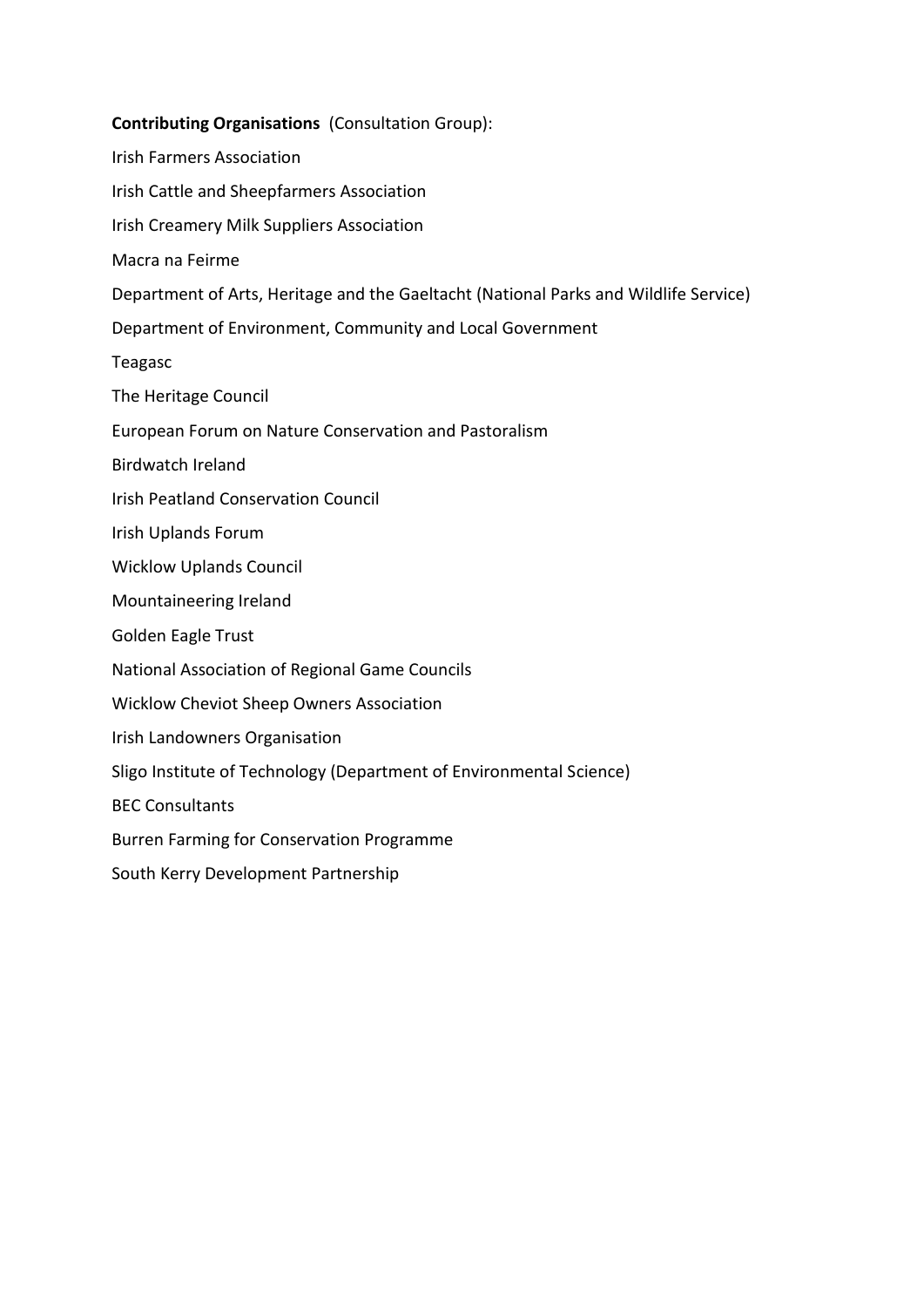**Contributing Organisations** (Consultation Group):

Irish Farmers Association

Irish Cattle and Sheepfarmers Association

Irish Creamery Milk Suppliers Association

Macra na Feirme

Department of Arts, Heritage and the Gaeltacht (National Parks and Wildlife Service)

Department of Environment, Community and Local Government

Teagasc

The Heritage Council

European Forum on Nature Conservation and Pastoralism

Birdwatch Ireland

Irish Peatland Conservation Council

Irish Uplands Forum

Wicklow Uplands Council

Mountaineering Ireland

Golden Eagle Trust

National Association of Regional Game Councils

Wicklow Cheviot Sheep Owners Association

Irish Landowners Organisation

Sligo Institute of Technology (Department of Environmental Science)

BEC Consultants

Burren Farming for Conservation Programme

South Kerry Development Partnership